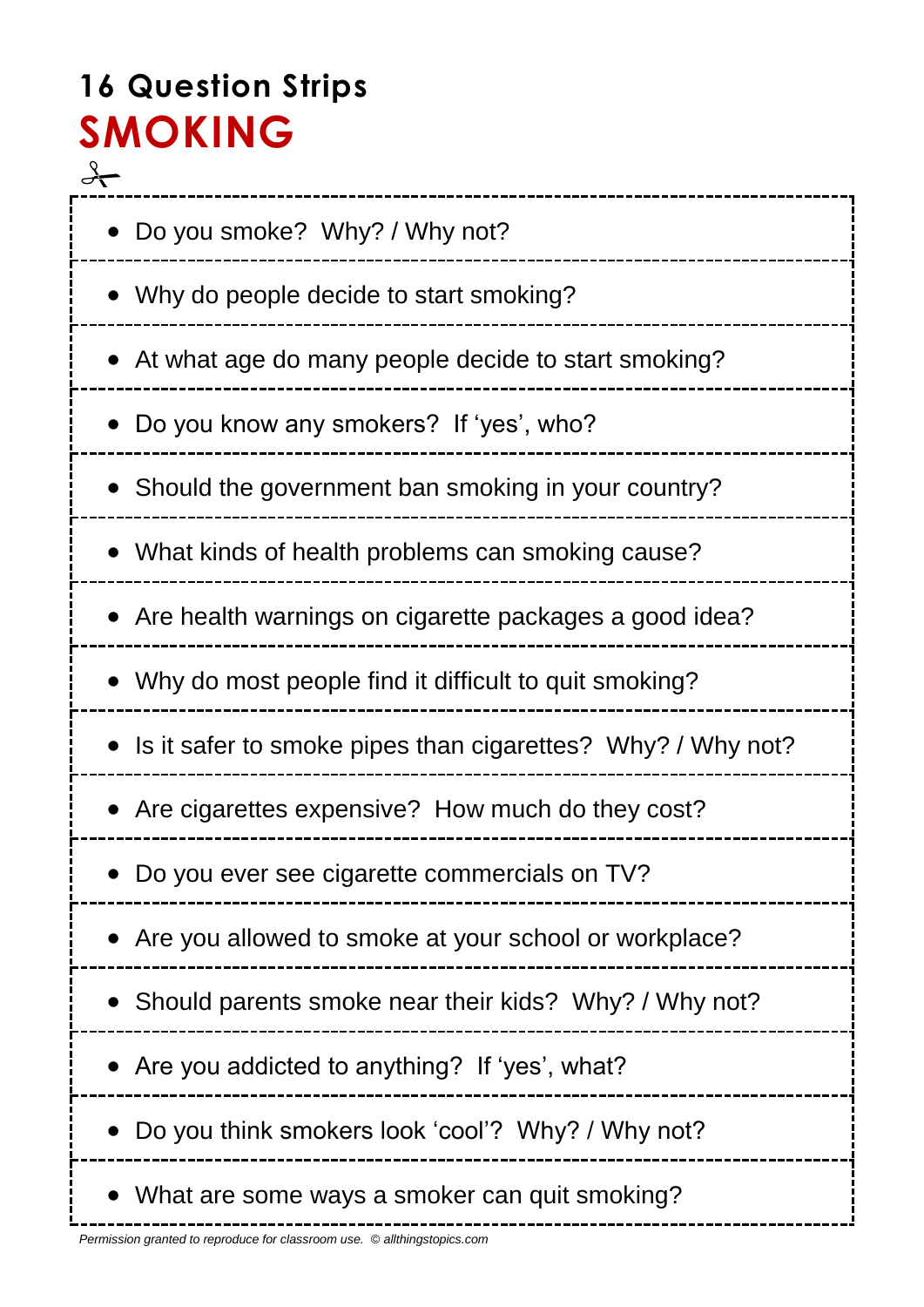# 16 Question Strips

## SMOKING

- Do you smoke?  Why? / Why not?
- Why do people decide to start smoking?
- At what age do many people decide to start smoking?
- Do you know any smokers?  If 'yes', who?
- Should the government ban smoking in your country?
- What kinds of health problems can smoking cause?
- Are health warnings on cigarette packages a good idea?
- Why do most people find it difficult to quit smoking?
- Is it safer to smoke pipes than cigarettes?  Why? / Why not?
- Are cigarettes expensive?  How much do they cost?
- Do you ever see cigarette commercials on TV?
- Are you allowed to smoke at your school or workplace?
- Should parents smoke near their kids?  Why? / Why not?
- Are you addicted to anything?  If 'yes', what?
- Do you think smokers look 'cool'?  Why? / Why not?
- What are some ways a smoker can quit smoking?

*Permission granted to reproduce for classroom use.  © allthingstopics.com*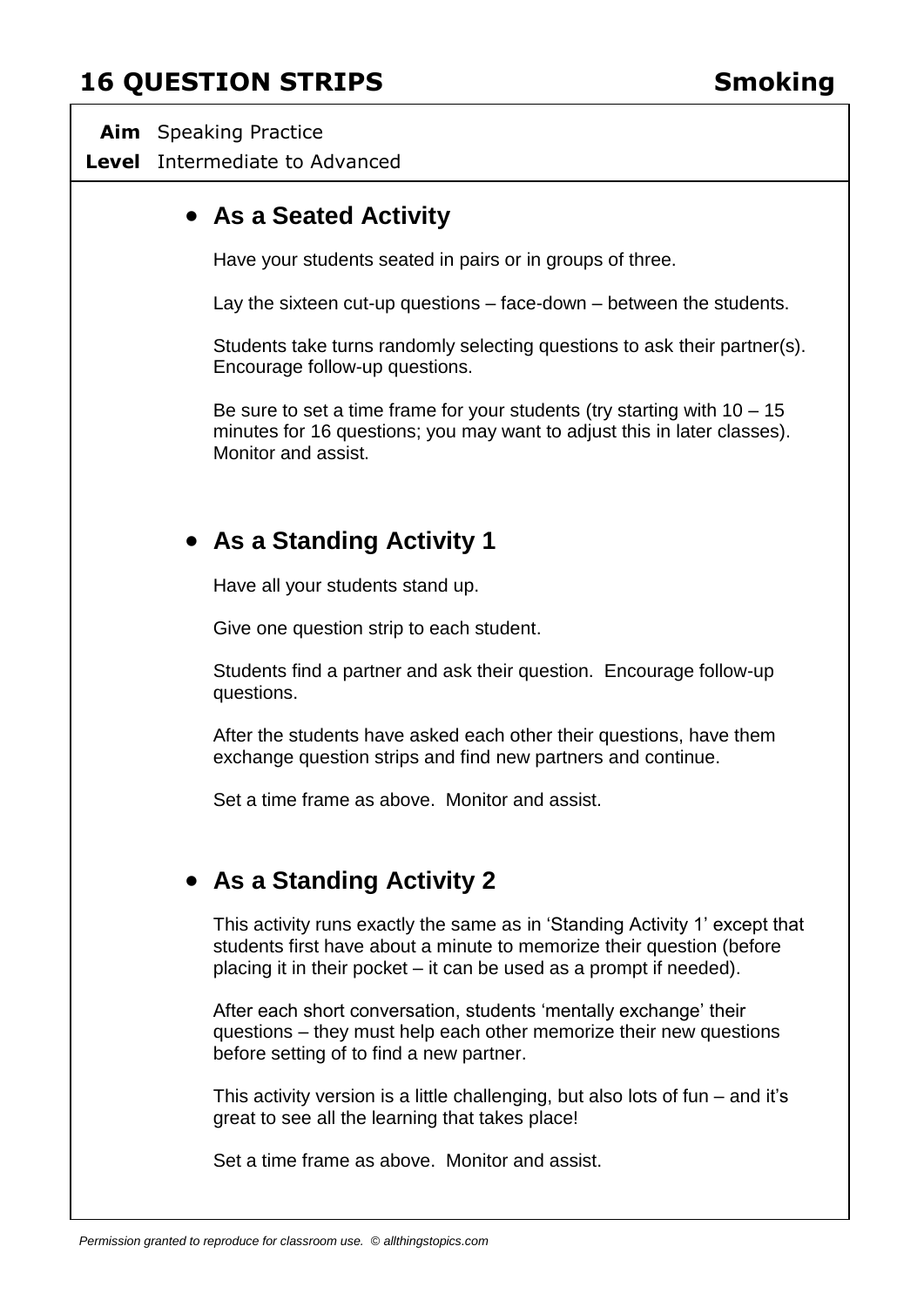# 16 QUESTION STRIPS — Smoking

**Aim** Speaking Practice
**Level** Intermediate to Advanced

## As a Seated Activity

Have your students seated in pairs or in groups of three.

Lay the sixteen cut-up questions – face-down – between the students.

Students take turns randomly selecting questions to ask their partner(s). Encourage follow-up questions.

Be sure to set a time frame for your students (try starting with 10 – 15 minutes for 16 questions; you may want to adjust this in later classes). Monitor and assist.

## As a Standing Activity 1

Have all your students stand up.

Give one question strip to each student.

Students find a partner and ask their question. Encourage follow-up questions.

After the students have asked each other their questions, have them exchange question strips and find new partners and continue.

Set a time frame as above. Monitor and assist.

## As a Standing Activity 2

This activity runs exactly the same as in 'Standing Activity 1' except that students first have about a minute to memorize their question (before placing it in their pocket – it can be used as a prompt if needed).

After each short conversation, students 'mentally exchange' their questions – they must help each other memorize their new questions before setting of to find a new partner.

This activity version is a little challenging, but also lots of fun – and it's great to see all the learning that takes place!

Set a time frame as above. Monitor and assist.

*Permission granted to reproduce for classroom use. © allthingstopics.com*